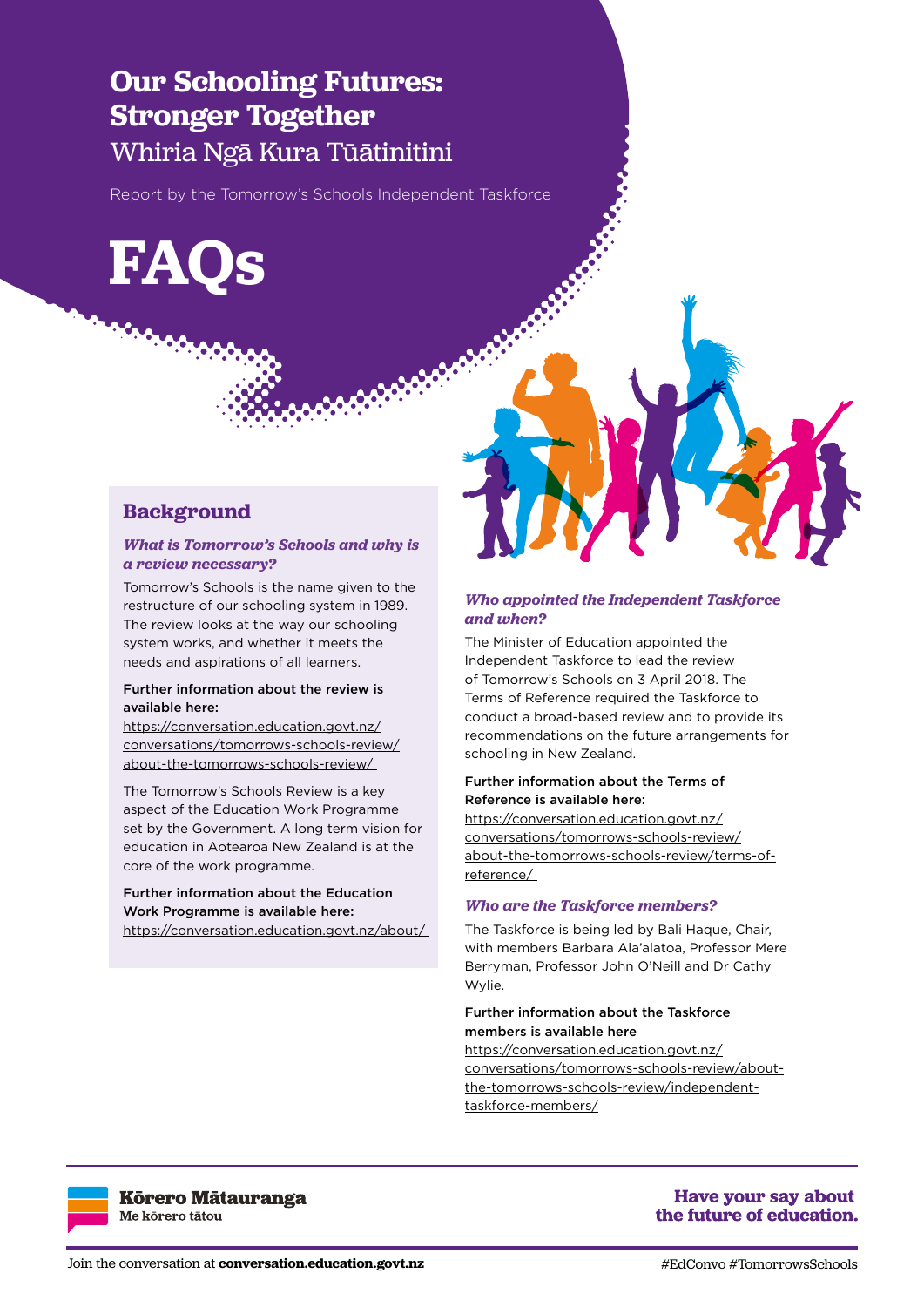# Our Schooling Futures: Stronger Together

Whiria Ngā Kura Tūātinitini

Report by the Tomorrow's Schools Independent Taskforce

# FAQs

## Background

### *What is Tomorrow's Schools and why is a review necessary?*

Tomorrow's Schools is the name given to the restructure of our schooling system in 1989. The review looks at the way our schooling system works, and whether it meets the needs and aspirations of all learners.

Further information about the review is available here:
https://conversation.education.govt.nz/conversations/tomorrows-schools-review/about-the-tomorrows-schools-review/

The Tomorrow's Schools Review is a key aspect of the Education Work Programme set by the Government. A long term vision for education in Aotearoa New Zealand is at the core of the work programme.

Further information about the Education Work Programme is available here:
https://conversation.education.govt.nz/about/

### *Who appointed the Independent Taskforce and when?*

The Minister of Education appointed the Independent Taskforce to lead the review of Tomorrow's Schools on 3 April 2018. The Terms of Reference required the Taskforce to conduct a broad-based review and to provide its recommendations on the future arrangements for schooling in New Zealand.

Further information about the Terms of Reference is available here:
https://conversation.education.govt.nz/conversations/tomorrows-schools-review/about-the-tomorrows-schools-review/terms-of-reference/

### *Who are the Taskforce members?*

The Taskforce is being led by Bali Haque, Chair, with members Barbara Ala'alatoa, Professor Mere Berryman, Professor John O'Neill and Dr Cathy Wylie.

Further information about the Taskforce members is available here
https://conversation.education.govt.nz/conversations/tomorrows-schools-review/about-the-tomorrows-schools-review/independent-taskforce-members/

Kōrero Mātauranga
Me kōrero tātou

Have your say about the future of education.

Join the conversation at **conversation.education.govt.nz**

#EdConvo #TomorrowsSchools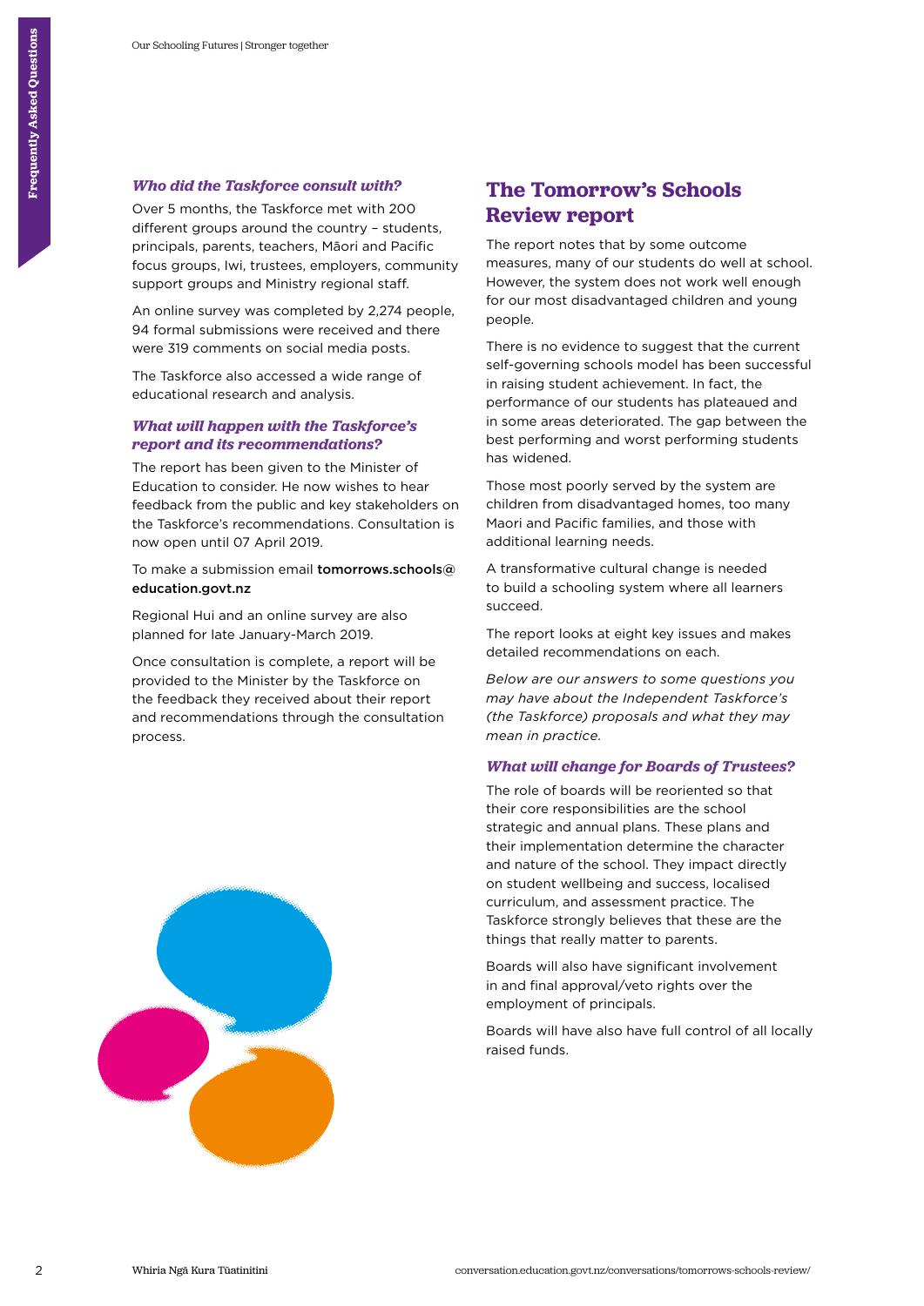### *Who did the Taskforce consult with?*

Over 5 months, the Taskforce met with 200 different groups around the country – students, principals, parents, teachers, Māori and Pacific focus groups, Iwi, trustees, employers, community support groups and Ministry regional staff.

An online survey was completed by 2,274 people, 94 formal submissions were received and there were 319 comments on social media posts.

The Taskforce also accessed a wide range of educational research and analysis.

### *What will happen with the Taskforce's report and its recommendations?*

The report has been given to the Minister of Education to consider. He now wishes to hear feedback from the public and key stakeholders on the Taskforce's recommendations. Consultation is now open until 07 April 2019.

To make a submission email **tomorrows.schools@education.govt.nz**

Regional Hui and an online survey are also planned for late January-March 2019.

Once consultation is complete, a report will be provided to the Minister by the Taskforce on the feedback they received about their report and recommendations through the consultation process.

## The Tomorrow's Schools Review report

The report notes that by some outcome measures, many of our students do well at school. However, the system does not work well enough for our most disadvantaged children and young people.

There is no evidence to suggest that the current self-governing schools model has been successful in raising student achievement. In fact, the performance of our students has plateaued and in some areas deteriorated. The gap between the best performing and worst performing students has widened.

Those most poorly served by the system are children from disadvantaged homes, too many Maori and Pacific families, and those with additional learning needs.

A transformative cultural change is needed to build a schooling system where all learners succeed.

The report looks at eight key issues and makes detailed recommendations on each.

*Below are our answers to some questions you may have about the Independent Taskforce's (the Taskforce) proposals and what they may mean in practice.*

### *What will change for Boards of Trustees?*

The role of boards will be reoriented so that their core responsibilities are the school strategic and annual plans. These plans and their implementation determine the character and nature of the school. They impact directly on student wellbeing and success, localised curriculum, and assessment practice. The Taskforce strongly believes that these are the things that really matter to parents.

Boards will also have significant involvement in and final approval/veto rights over the employment of principals.

Boards will have also have full control of all locally raised funds.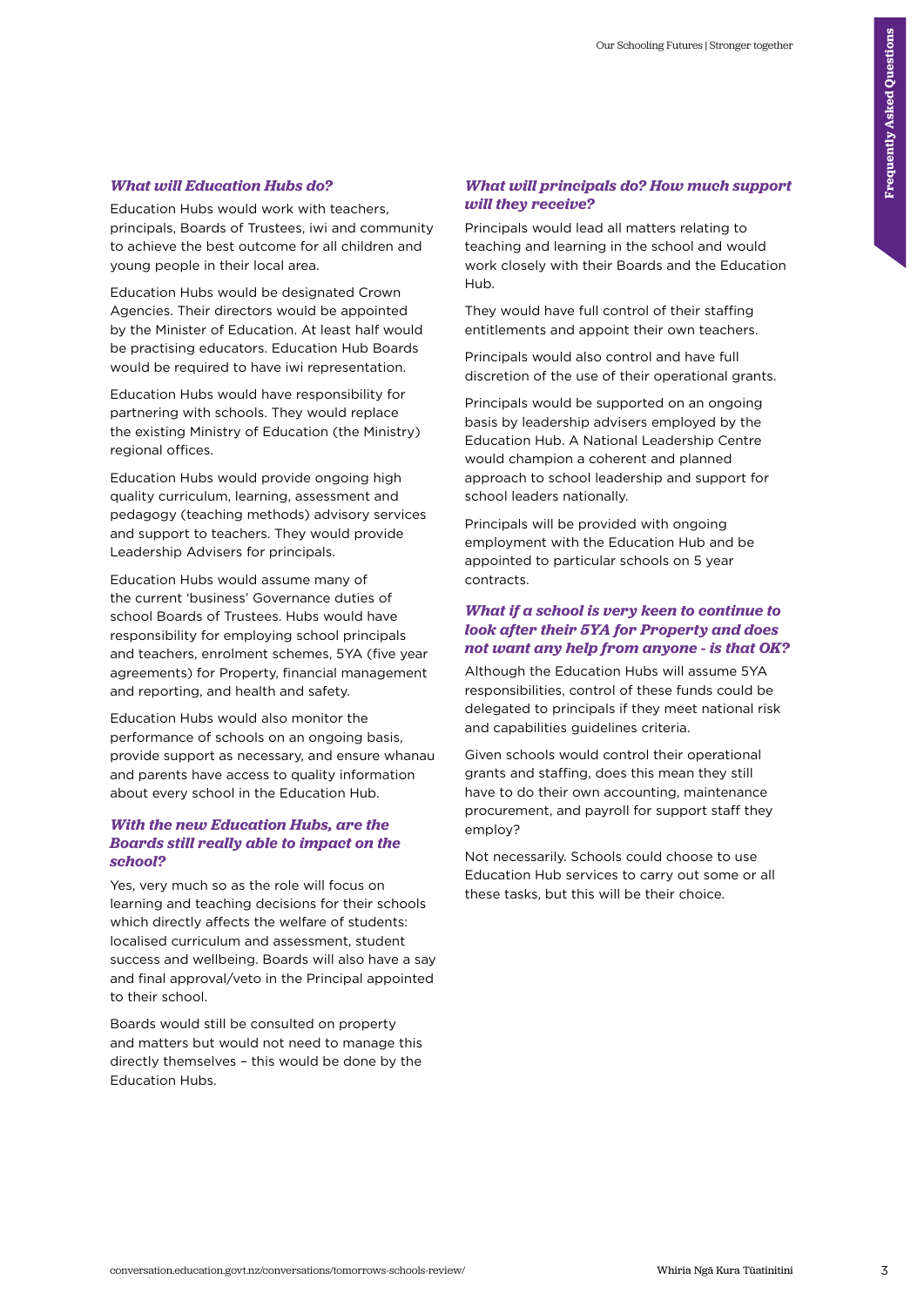### *What will Education Hubs do?*

Education Hubs would work with teachers, principals, Boards of Trustees, iwi and community to achieve the best outcome for all children and young people in their local area.

Education Hubs would be designated Crown Agencies. Their directors would be appointed by the Minister of Education. At least half would be practising educators. Education Hub Boards would be required to have iwi representation.

Education Hubs would have responsibility for partnering with schools. They would replace the existing Ministry of Education (the Ministry) regional offices.

Education Hubs would provide ongoing high quality curriculum, learning, assessment and pedagogy (teaching methods) advisory services and support to teachers. They would provide Leadership Advisers for principals.

Education Hubs would assume many of the current 'business' Governance duties of school Boards of Trustees. Hubs would have responsibility for employing school principals and teachers, enrolment schemes, 5YA (five year agreements) for Property, financial management and reporting, and health and safety.

Education Hubs would also monitor the performance of schools on an ongoing basis, provide support as necessary, and ensure whanau and parents have access to quality information about every school in the Education Hub.

### *With the new Education Hubs, are the Boards still really able to impact on the school?*

Yes, very much so as the role will focus on learning and teaching decisions for their schools which directly affects the welfare of students: localised curriculum and assessment, student success and wellbeing. Boards will also have a say and final approval/veto in the Principal appointed to their school.

Boards would still be consulted on property and matters but would not need to manage this directly themselves – this would be done by the Education Hubs.

### *What will principals do? How much support will they receive?*

Principals would lead all matters relating to teaching and learning in the school and would work closely with their Boards and the Education Hub.

They would have full control of their staffing entitlements and appoint their own teachers.

Principals would also control and have full discretion of the use of their operational grants.

Principals would be supported on an ongoing basis by leadership advisers employed by the Education Hub. A National Leadership Centre would champion a coherent and planned approach to school leadership and support for school leaders nationally.

Principals will be provided with ongoing employment with the Education Hub and be appointed to particular schools on 5 year contracts.

### *What if a school is very keen to continue to look after their 5YA for Property and does not want any help from anyone - is that OK?*

Although the Education Hubs will assume 5YA responsibilities, control of these funds could be delegated to principals if they meet national risk and capabilities guidelines criteria.

Given schools would control their operational grants and staffing, does this mean they still have to do their own accounting, maintenance procurement, and payroll for support staff they employ?

Not necessarily. Schools could choose to use Education Hub services to carry out some or all these tasks, but this will be their choice.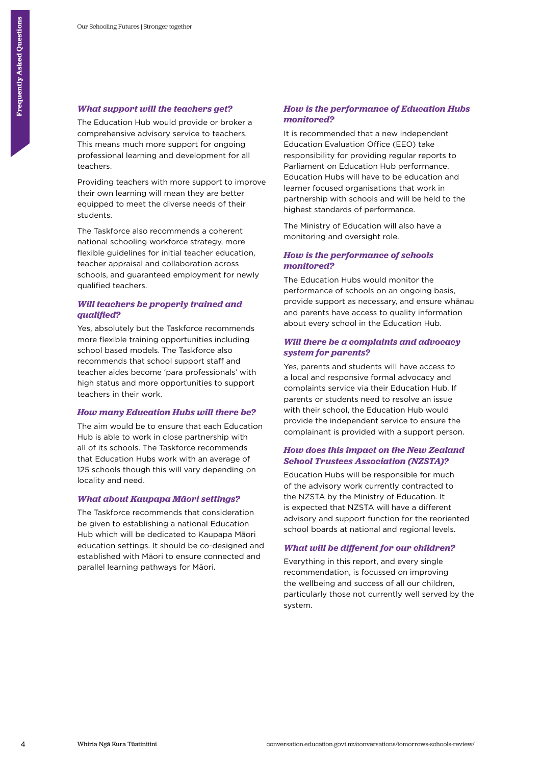### *What support will the teachers get?*

The Education Hub would provide or broker a comprehensive advisory service to teachers. This means much more support for ongoing professional learning and development for all teachers.

Providing teachers with more support to improve their own learning will mean they are better equipped to meet the diverse needs of their students.

The Taskforce also recommends a coherent national schooling workforce strategy, more flexible guidelines for initial teacher education, teacher appraisal and collaboration across schools, and guaranteed employment for newly qualified teachers.

### *Will teachers be properly trained and qualified?*

Yes, absolutely but the Taskforce recommends more flexible training opportunities including school based models. The Taskforce also recommends that school support staff and teacher aides become 'para professionals' with high status and more opportunities to support teachers in their work.

### *How many Education Hubs will there be?*

The aim would be to ensure that each Education Hub is able to work in close partnership with all of its schools. The Taskforce recommends that Education Hubs work with an average of 125 schools though this will vary depending on locality and need.

### *What about Kaupapa Māori settings?*

The Taskforce recommends that consideration be given to establishing a national Education Hub which will be dedicated to Kaupapa Māori education settings. It should be co-designed and established with Māori to ensure connected and parallel learning pathways for Māori.

### *How is the performance of Education Hubs monitored?*

It is recommended that a new independent Education Evaluation Office (EEO) take responsibility for providing regular reports to Parliament on Education Hub performance. Education Hubs will have to be education and learner focused organisations that work in partnership with schools and will be held to the highest standards of performance.

The Ministry of Education will also have a monitoring and oversight role.

### *How is the performance of schools monitored?*

The Education Hubs would monitor the performance of schools on an ongoing basis, provide support as necessary, and ensure whānau and parents have access to quality information about every school in the Education Hub.

### *Will there be a complaints and advocacy system for parents?*

Yes, parents and students will have access to a local and responsive formal advocacy and complaints service via their Education Hub. If parents or students need to resolve an issue with their school, the Education Hub would provide the independent service to ensure the complainant is provided with a support person.

### *How does this impact on the New Zealand School Trustees Association (NZSTA)?*

Education Hubs will be responsible for much of the advisory work currently contracted to the NZSTA by the Ministry of Education. It is expected that NZSTA will have a different advisory and support function for the reoriented school boards at national and regional levels.

### *What will be different for our children?*

Everything in this report, and every single recommendation, is focussed on improving the wellbeing and success of all our children, particularly those not currently well served by the system.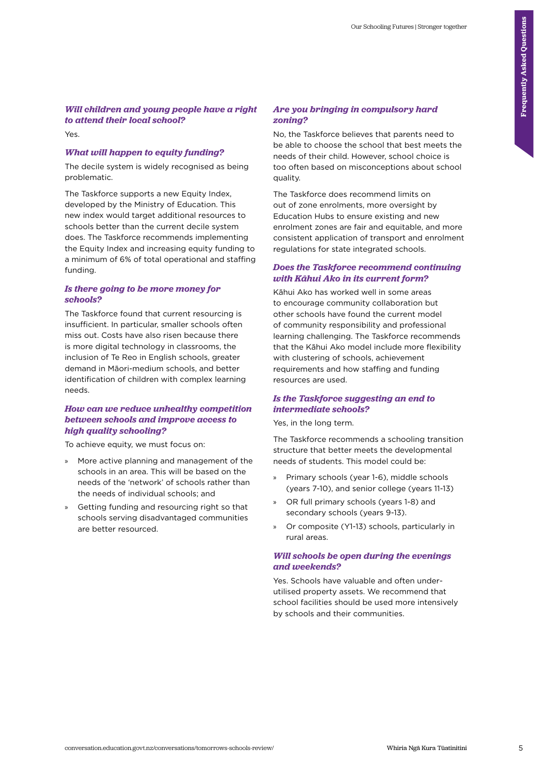### *Will children and young people have a right to attend their local school?*

Yes.

### *What will happen to equity funding?*

The decile system is widely recognised as being problematic.

The Taskforce supports a new Equity Index, developed by the Ministry of Education. This new index would target additional resources to schools better than the current decile system does. The Taskforce recommends implementing the Equity Index and increasing equity funding to a minimum of 6% of total operational and staffing funding.

### *Is there going to be more money for schools?*

The Taskforce found that current resourcing is insufficient. In particular, smaller schools often miss out. Costs have also risen because there is more digital technology in classrooms, the inclusion of Te Reo in English schools, greater demand in Māori-medium schools, and better identification of children with complex learning needs.

### *How can we reduce unhealthy competition between schools and improve access to high quality schooling?*

To achieve equity, we must focus on:

» More active planning and management of the schools in an area. This will be based on the needs of the 'network' of schools rather than the needs of individual schools; and

» Getting funding and resourcing right so that schools serving disadvantaged communities are better resourced.

### *Are you bringing in compulsory hard zoning?*

No, the Taskforce believes that parents need to be able to choose the school that best meets the needs of their child. However, school choice is too often based on misconceptions about school quality.

The Taskforce does recommend limits on out of zone enrolments, more oversight by Education Hubs to ensure existing and new enrolment zones are fair and equitable, and more consistent application of transport and enrolment regulations for state integrated schools.

### *Does the Taskforce recommend continuing with Kāhui Ako in its current form?*

Kāhui Ako has worked well in some areas to encourage community collaboration but other schools have found the current model of community responsibility and professional learning challenging. The Taskforce recommends that the Kāhui Ako model include more flexibility with clustering of schools, achievement requirements and how staffing and funding resources are used.

### *Is the Taskforce suggesting an end to intermediate schools?*

Yes, in the long term.

The Taskforce recommends a schooling transition structure that better meets the developmental needs of students. This model could be:

» Primary schools (year 1-6), middle schools (years 7-10), and senior college (years 11-13)

» OR full primary schools (years 1-8) and secondary schools (years 9-13).

» Or composite (Y1-13) schools, particularly in rural areas.

### *Will schools be open during the evenings and weekends?*

Yes. Schools have valuable and often under-utilised property assets. We recommend that school facilities should be used more intensively by schools and their communities.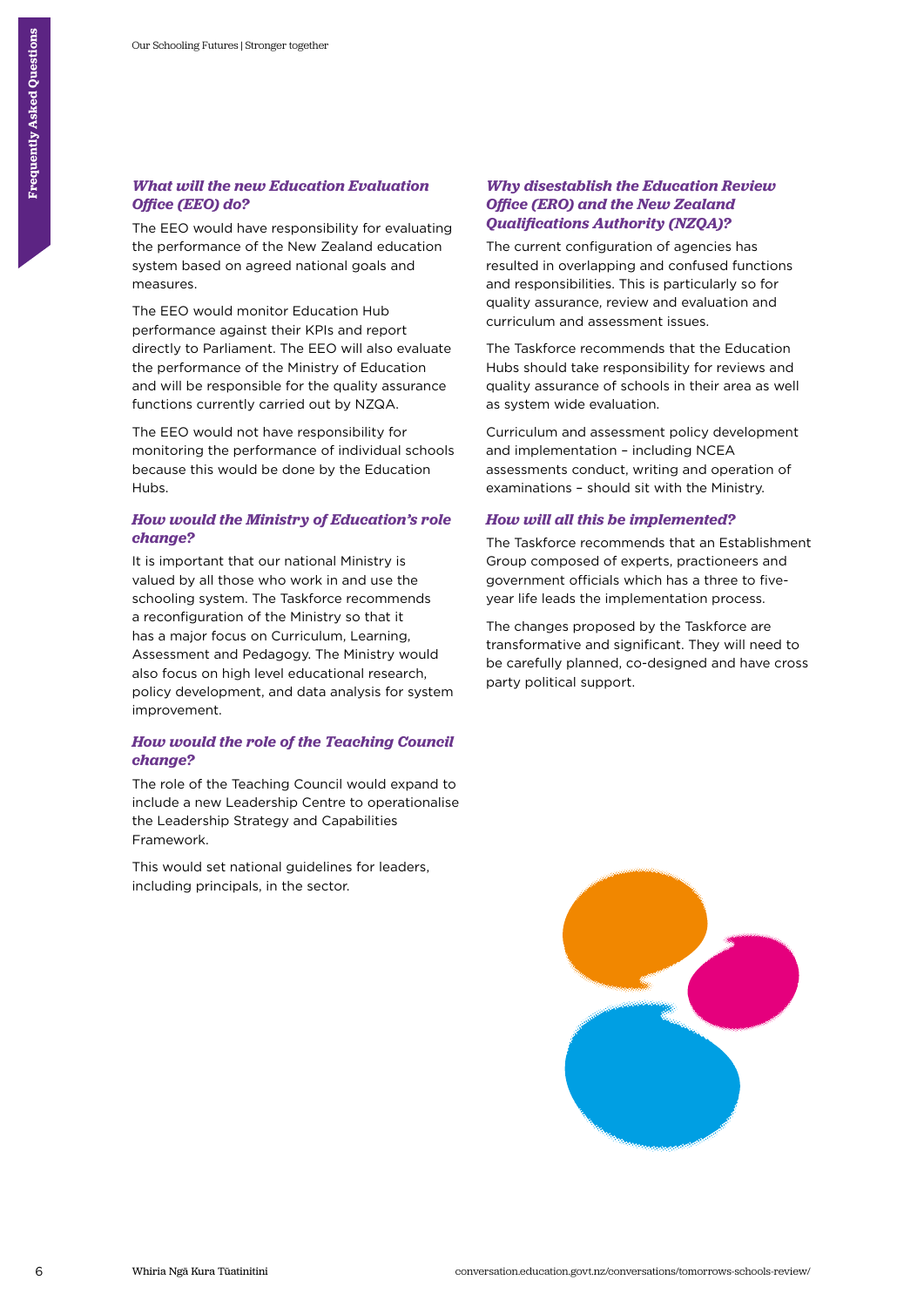### What will the new Education Evaluation Office (EEO) do?

The EEO would have responsibility for evaluating the performance of the New Zealand education system based on agreed national goals and measures.

The EEO would monitor Education Hub performance against their KPIs and report directly to Parliament. The EEO will also evaluate the performance of the Ministry of Education and will be responsible for the quality assurance functions currently carried out by NZQA.

The EEO would not have responsibility for monitoring the performance of individual schools because this would be done by the Education Hubs.

### How would the Ministry of Education's role change?

It is important that our national Ministry is valued by all those who work in and use the schooling system. The Taskforce recommends a reconfiguration of the Ministry so that it has a major focus on Curriculum, Learning, Assessment and Pedagogy. The Ministry would also focus on high level educational research, policy development, and data analysis for system improvement.

### How would the role of the Teaching Council change?

The role of the Teaching Council would expand to include a new Leadership Centre to operationalise the Leadership Strategy and Capabilities Framework.

This would set national guidelines for leaders, including principals, in the sector.

### Why disestablish the Education Review Office (ERO) and the New Zealand Qualifications Authority (NZQA)?

The current configuration of agencies has resulted in overlapping and confused functions and responsibilities. This is particularly so for quality assurance, review and evaluation and curriculum and assessment issues.

The Taskforce recommends that the Education Hubs should take responsibility for reviews and quality assurance of schools in their area as well as system wide evaluation.

Curriculum and assessment policy development and implementation – including NCEA assessments conduct, writing and operation of examinations – should sit with the Ministry.

### How will all this be implemented?

The Taskforce recommends that an Establishment Group composed of experts, practioneers and government officials which has a three to five-year life leads the implementation process.

The changes proposed by the Taskforce are transformative and significant. They will need to be carefully planned, co-designed and have cross party political support.